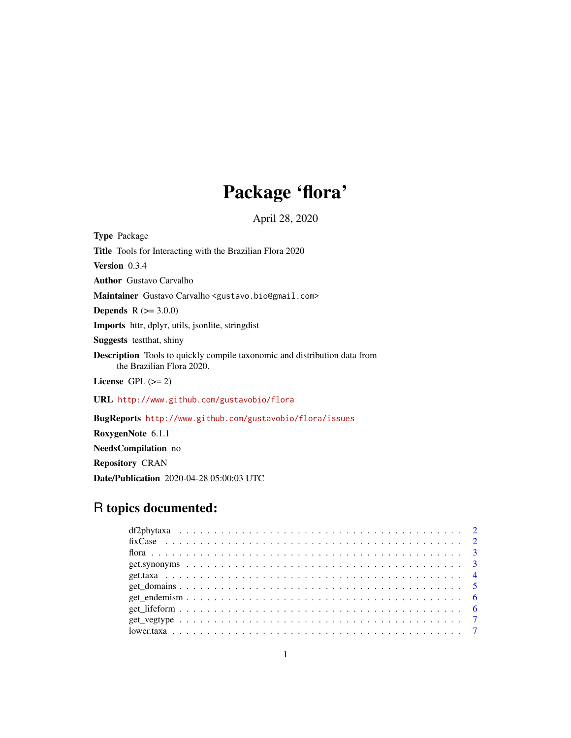# Package 'flora'

April 28, 2020

**Type** Package

**Title** Tools for Interacting with the Brazilian Flora 2020

**Version** 0.3.4

**Author** Gustavo Carvalho

**Maintainer** Gustavo Carvalho <gustavo.bio@gmail.com>

**Depends** R (>= 3.0.0)

**Imports** httr, dplyr, utils, jsonlite, stringdist

**Suggests** testthat, shiny

**Description** Tools to quickly compile taxonomic and distribution data from the Brazilian Flora 2020.

**License** GPL (>= 2)

**URL** http://www.github.com/gustavobio/flora

**BugReports** http://www.github.com/gustavobio/flora/issues

**RoxygenNote** 6.1.1

**NeedsCompilation** no

**Repository** CRAN

**Date/Publication** 2020-04-28 05:00:03 UTC

## R topics documented:

- df2phytaxa . . . . . . . . . . . . . . . . . . . . . . . . . . . . . . . . . . . . . . . . 2
- fixCase . . . . . . . . . . . . . . . . . . . . . . . . . . . . . . . . . . . . . . . . . 2
- flora . . . . . . . . . . . . . . . . . . . . . . . . . . . . . . . . . . . . . . . . . . 3
- get.synonyms . . . . . . . . . . . . . . . . . . . . . . . . . . . . . . . . . . . . . . 3
- get.taxa . . . . . . . . . . . . . . . . . . . . . . . . . . . . . . . . . . . . . . . . 4
- get_domains . . . . . . . . . . . . . . . . . . . . . . . . . . . . . . . . . . . . . . 5
- get_endemism . . . . . . . . . . . . . . . . . . . . . . . . . . . . . . . . . . . . . 6
- get_lifeform . . . . . . . . . . . . . . . . . . . . . . . . . . . . . . . . . . . . . . 6
- get_vegtype . . . . . . . . . . . . . . . . . . . . . . . . . . . . . . . . . . . . . . 7
- lower.taxa . . . . . . . . . . . . . . . . . . . . . . . . . . . . . . . . . . . . . . . 7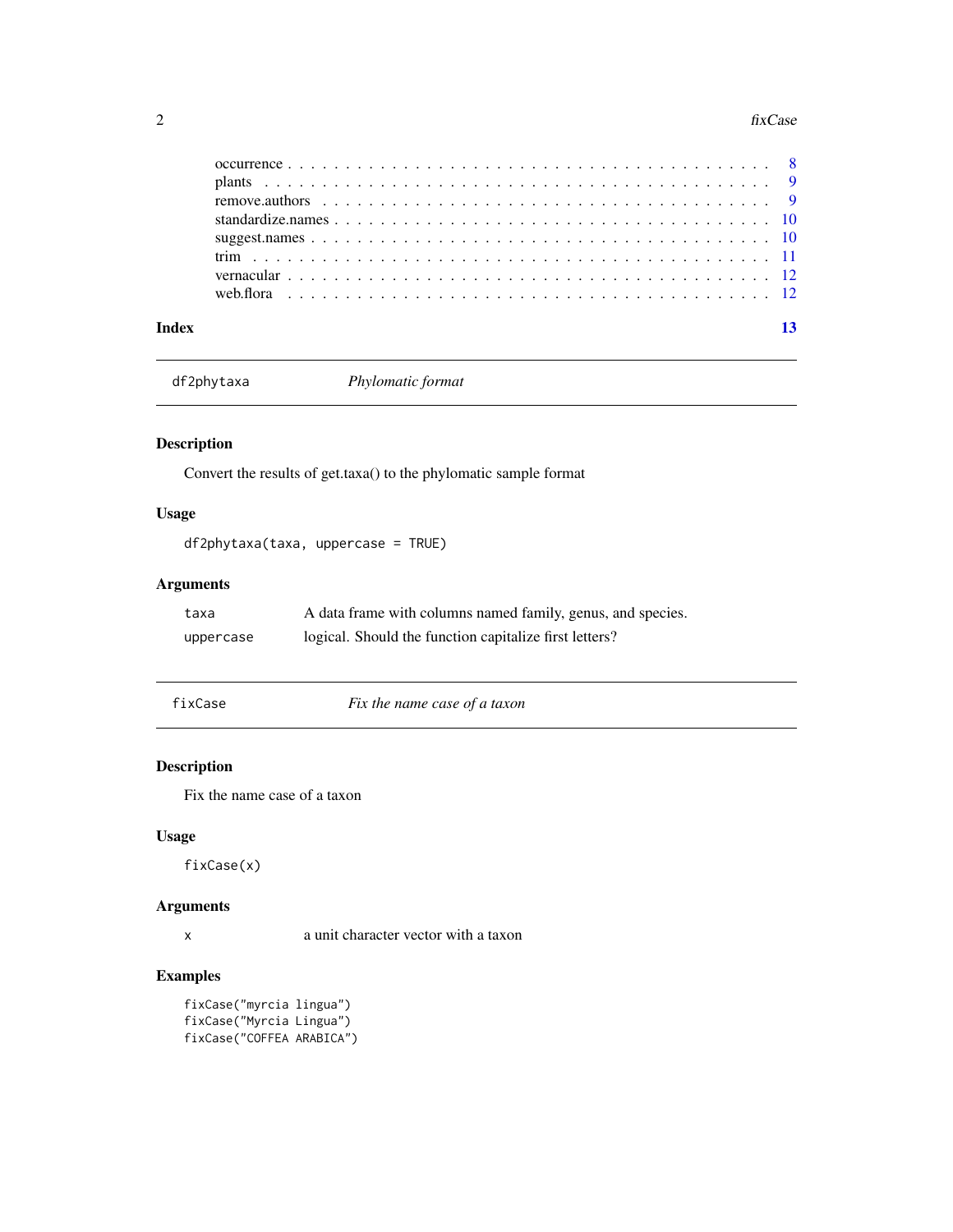occurrence . . . . . . . . . . . . . . . . . . . . . . . . . . . . . . . . . . . . . . . . 8
plants . . . . . . . . . . . . . . . . . . . . . . . . . . . . . . . . . . . . . . . . . . 9
remove.authors . . . . . . . . . . . . . . . . . . . . . . . . . . . . . . . . . . . . . 9
standardize.names . . . . . . . . . . . . . . . . . . . . . . . . . . . . . . . . . . . . 10
suggest.names . . . . . . . . . . . . . . . . . . . . . . . . . . . . . . . . . . . . . . 10
trim . . . . . . . . . . . . . . . . . . . . . . . . . . . . . . . . . . . . . . . . . . . 11
vernacular . . . . . . . . . . . . . . . . . . . . . . . . . . . . . . . . . . . . . . . 12
web.flora . . . . . . . . . . . . . . . . . . . . . . . . . . . . . . . . . . . . . . . . 12

**Index** 13

---

## df2phytaxa — *Phylomatic format*

### Description

Convert the results of get.taxa() to the phylomatic sample format

### Usage

```
df2phytaxa(taxa, uppercase = TRUE)
```

### Arguments

| | |
|---|---|
| `taxa` | A data frame with columns named family, genus, and species. |
| `uppercase` | logical. Should the function capitalize first letters? |

---

## fixCase — *Fix the name case of a taxon*

### Description

Fix the name case of a taxon

### Usage

```
fixCase(x)
```

### Arguments

| | |
|---|---|
| `x` | a unit character vector with a taxon |

### Examples

```
fixCase("myrcia lingua")
fixCase("Myrcia Lingua")
fixCase("COFFEA ARABICA")
```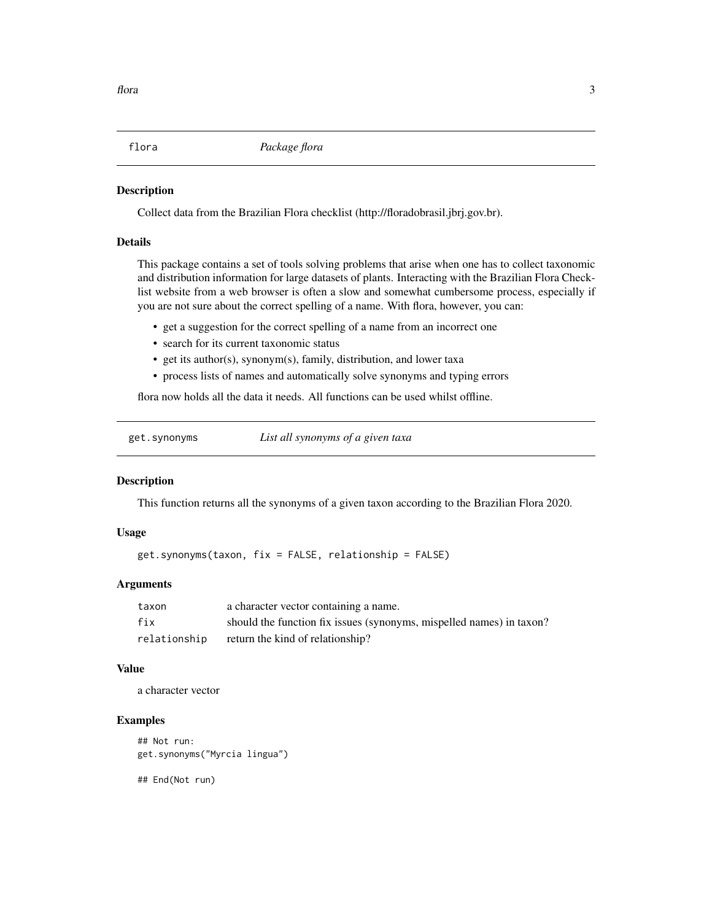## flora — *Package flora*

### Description

Collect data from the Brazilian Flora checklist (http://floradobrasil.jbrj.gov.br).

### Details

This package contains a set of tools solving problems that arise when one has to collect taxonomic and distribution information for large datasets of plants. Interacting with the Brazilian Flora Checklist website from a web browser is often a slow and somewhat cumbersome process, especially if you are not sure about the correct spelling of a name. With flora, however, you can:

- get a suggestion for the correct spelling of a name from an incorrect one
- search for its current taxonomic status
- get its author(s), synonym(s), family, distribution, and lower taxa
- process lists of names and automatically solve synonyms and typing errors

flora now holds all the data it needs. All functions can be used whilst offline.

## get.synonyms — *List all synonyms of a given taxa*

### Description

This function returns all the synonyms of a given taxon according to the Brazilian Flora 2020.

### Usage

```
get.synonyms(taxon, fix = FALSE, relationship = FALSE)
```

### Arguments

| | |
|---|---|
| taxon | a character vector containing a name. |
| fix | should the function fix issues (synonyms, mispelled names) in taxon? |
| relationship | return the kind of relationship? |

### Value

a character vector

### Examples

```
## Not run:
get.synonyms("Myrcia lingua")

## End(Not run)
```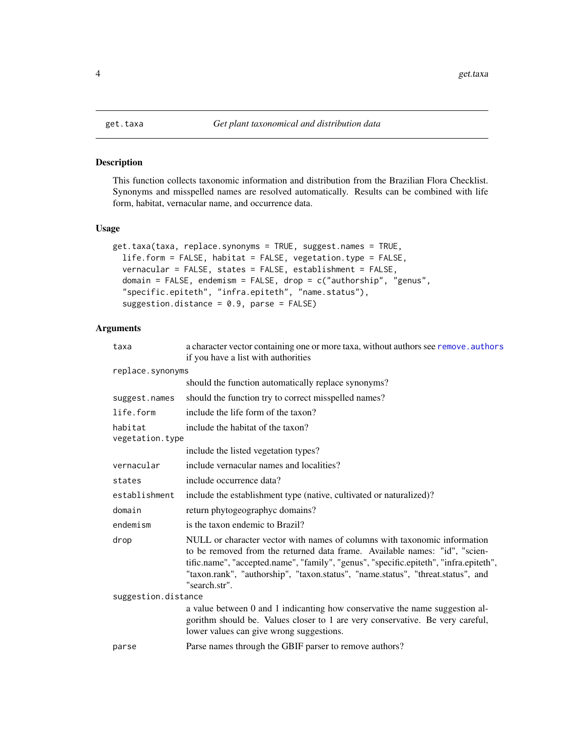# get.taxa — *Get plant taxonomical and distribution data*

## Description

This function collects taxonomic information and distribution from the Brazilian Flora Checklist. Synonyms and misspelled names are resolved automatically. Results can be combined with life form, habitat, vernacular name, and occurrence data.

## Usage

```
get.taxa(taxa, replace.synonyms = TRUE, suggest.names = TRUE,
  life.form = FALSE, habitat = FALSE, vegetation.type = FALSE,
  vernacular = FALSE, states = FALSE, establishment = FALSE,
  domain = FALSE, endemism = FALSE, drop = c("authorship", "genus",
  "specific.epiteth", "infra.epiteth", "name.status"),
  suggestion.distance = 0.9, parse = FALSE)
```

## Arguments

| Argument | Description |
|---|---|
| `taxa` | a character vector containing one or more taxa, without authors see `remove.authors` if you have a list with authorities |
| `replace.synonyms` | should the function automatically replace synonyms? |
| `suggest.names` | should the function try to correct misspelled names? |
| `life.form` | include the life form of the taxon? |
| `habitat` | include the habitat of the taxon? |
| `vegetation.type` | include the listed vegetation types? |
| `vernacular` | include vernacular names and localities? |
| `states` | include occurrence data? |
| `establishment` | include the establishment type (native, cultivated or naturalized)? |
| `domain` | return phytogeographyc domains? |
| `endemism` | is the taxon endemic to Brazil? |
| `drop` | NULL or character vector with names of columns with taxonomic information to be removed from the returned data frame. Available names: "id", "scientific.name", "accepted.name", "family", "genus", "specific.epiteth", "infra.epiteth", "taxon.rank", "authorship", "taxon.status", "name.status", "threat.status", and "search.str". |
| `suggestion.distance` | a value between 0 and 1 indicanting how conservative the name suggestion algorithm should be. Values closer to 1 are very conservative. Be very careful, lower values can give wrong suggestions. |
| `parse` | Parse names through the GBIF parser to remove authors? |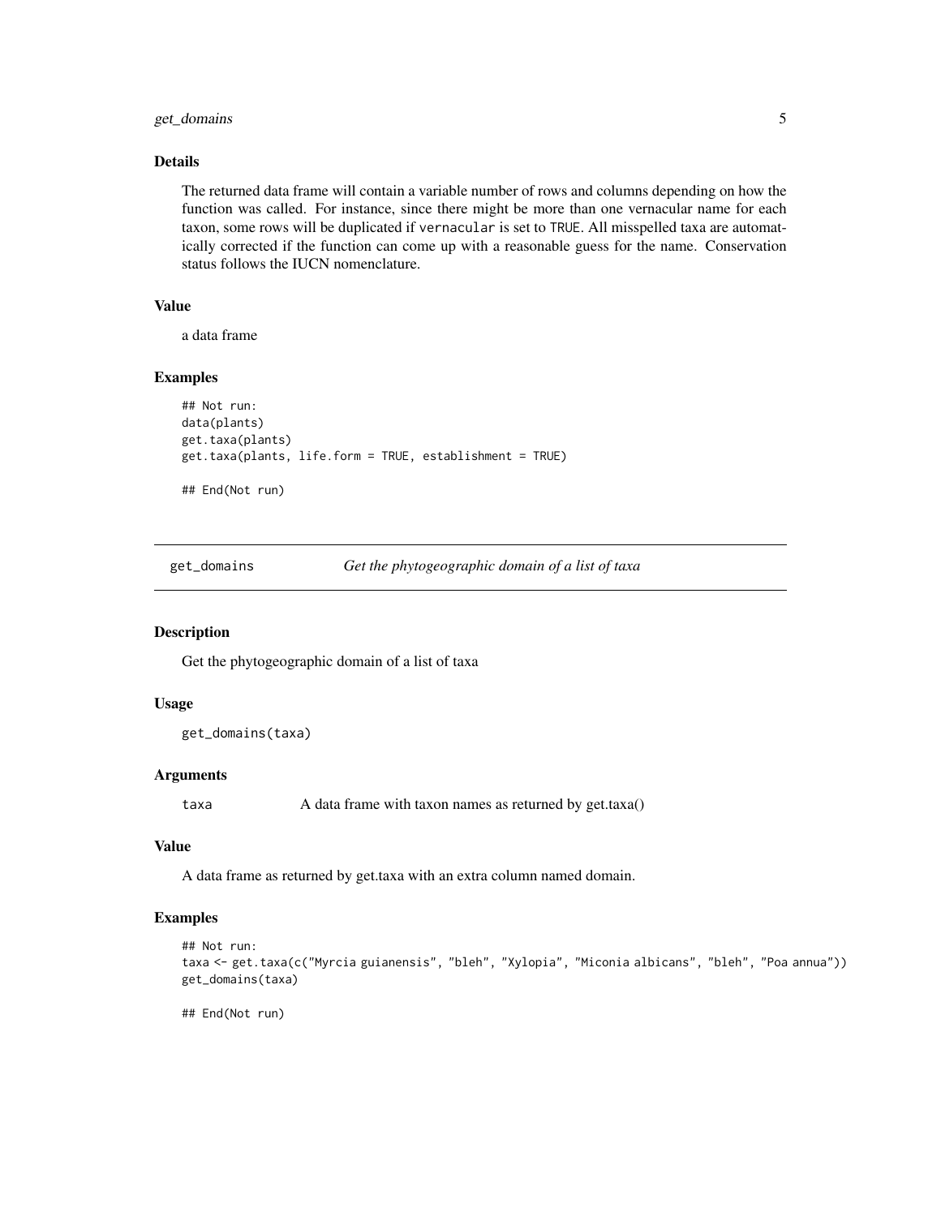## Details

The returned data frame will contain a variable number of rows and columns depending on how the function was called. For instance, since there might be more than one vernacular name for each taxon, some rows will be duplicated if `vernacular` is set to `TRUE`. All misspelled taxa are automatically corrected if the function can come up with a reasonable guess for the name. Conservation status follows the IUCN nomenclature.

## Value

a data frame

## Examples

```
## Not run:
data(plants)
get.taxa(plants)
get.taxa(plants, life.form = TRUE, establishment = TRUE)

## End(Not run)
```

---

# get_domains — *Get the phytogeographic domain of a list of taxa*

## Description

Get the phytogeographic domain of a list of taxa

## Usage

```
get_domains(taxa)
```

## Arguments

| | |
|---|---|
| `taxa` | A data frame with taxon names as returned by get.taxa() |

## Value

A data frame as returned by get.taxa with an extra column named domain.

## Examples

```
## Not run:
taxa <- get.taxa(c("Myrcia guianensis", "bleh", "Xylopia", "Miconia albicans", "bleh", "Poa annua"))
get_domains(taxa)

## End(Not run)
```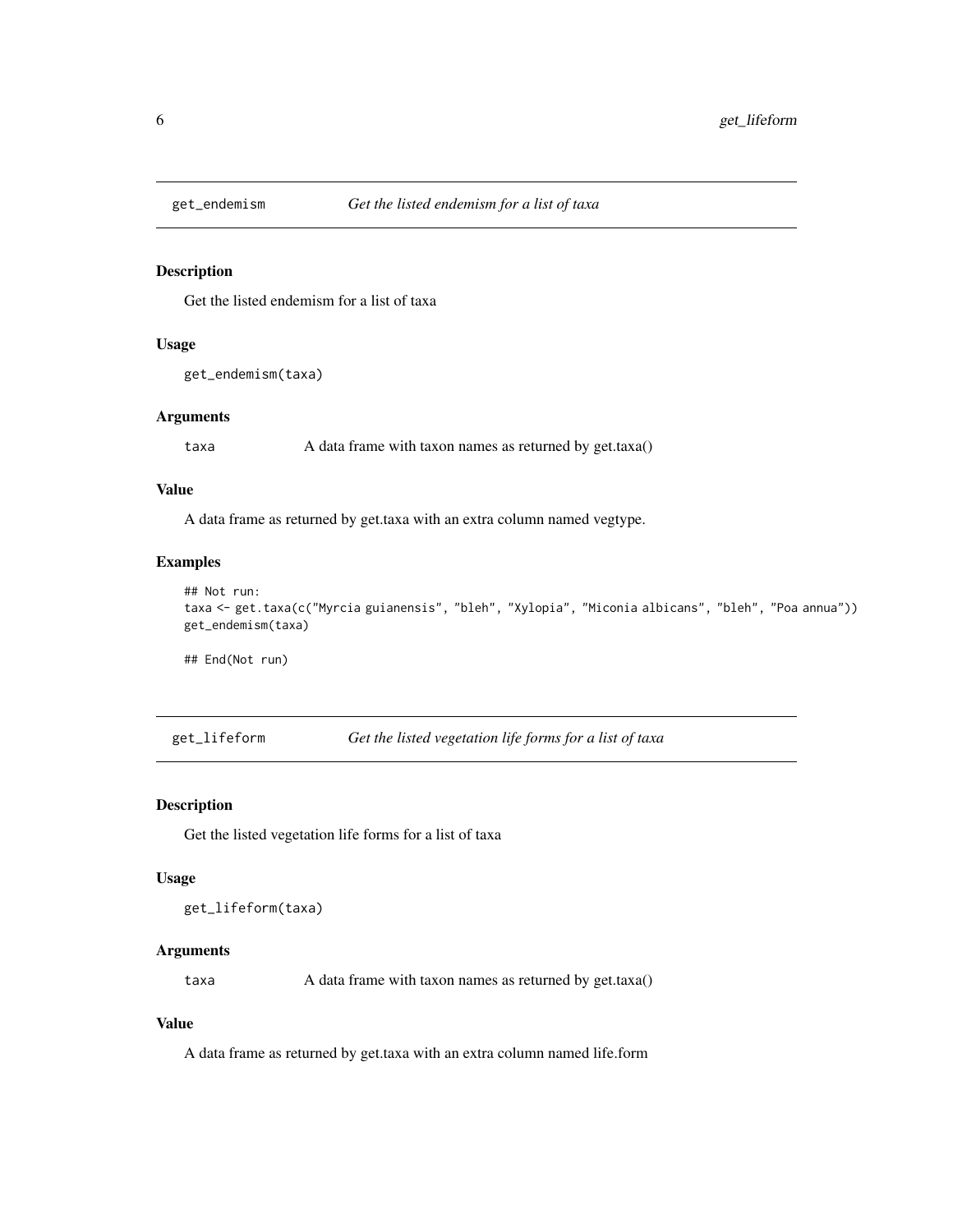## get_endemism — *Get the listed endemism for a list of taxa*

### Description

Get the listed endemism for a list of taxa

### Usage

```
get_endemism(taxa)
```

### Arguments

| | |
|---|---|
| taxa | A data frame with taxon names as returned by get.taxa() |

### Value

A data frame as returned by get.taxa with an extra column named vegtype.

### Examples

```
## Not run:
taxa <- get.taxa(c("Myrcia guianensis", "bleh", "Xylopia", "Miconia albicans", "bleh", "Poa annua"))
get_endemism(taxa)

## End(Not run)
```

## get_lifeform — *Get the listed vegetation life forms for a list of taxa*

### Description

Get the listed vegetation life forms for a list of taxa

### Usage

```
get_lifeform(taxa)
```

### Arguments

| | |
|---|---|
| taxa | A data frame with taxon names as returned by get.taxa() |

### Value

A data frame as returned by get.taxa with an extra column named life.form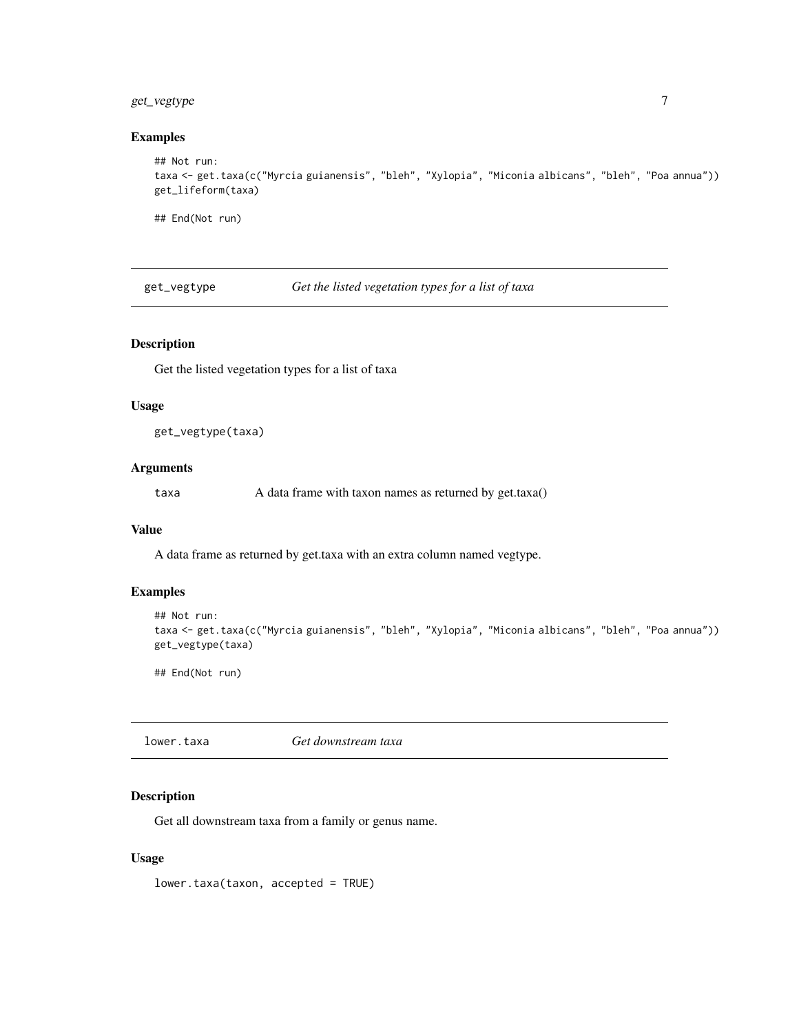### Examples

```
## Not run:
taxa <- get.taxa(c("Myrcia guianensis", "bleh", "Xylopia", "Miconia albicans", "bleh", "Poa annua"))
get_lifeform(taxa)

## End(Not run)
```

## get_vegtype — *Get the listed vegetation types for a list of taxa*

### Description

Get the listed vegetation types for a list of taxa

### Usage

```
get_vegtype(taxa)
```

### Arguments

| | |
|---|---|
| taxa | A data frame with taxon names as returned by get.taxa() |

### Value

A data frame as returned by get.taxa with an extra column named vegtype.

### Examples

```
## Not run:
taxa <- get.taxa(c("Myrcia guianensis", "bleh", "Xylopia", "Miconia albicans", "bleh", "Poa annua"))
get_vegtype(taxa)

## End(Not run)
```

## lower.taxa — *Get downstream taxa*

### Description

Get all downstream taxa from a family or genus name.

### Usage

```
lower.taxa(taxon, accepted = TRUE)
```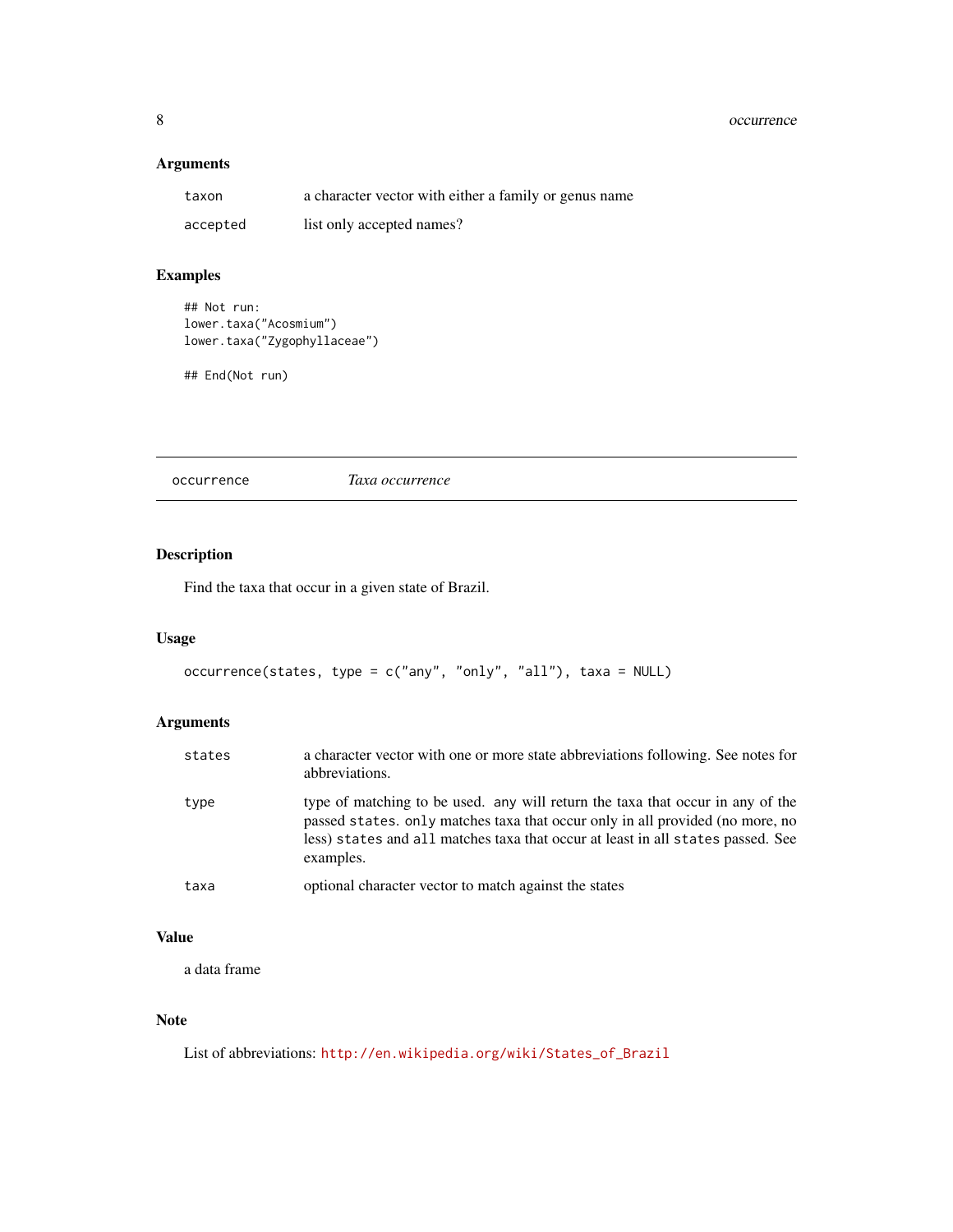### Arguments

| | |
|---|---|
| `taxon` | a character vector with either a family or genus name |
| `accepted` | list only accepted names? |

### Examples

```
## Not run:
lower.taxa("Acosmium")
lower.taxa("Zygophyllaceae")

## End(Not run)
```

---

## occurrence &nbsp;&nbsp;&nbsp;&nbsp; *Taxa occurrence*

---

### Description

Find the taxa that occur in a given state of Brazil.

### Usage

```
occurrence(states, type = c("any", "only", "all"), taxa = NULL)
```

### Arguments

| | |
|---|---|
| `states` | a character vector with one or more state abbreviations following. See notes for abbreviations. |
| `type` | type of matching to be used. `any` will return the taxa that occur in any of the passed `states`. `only` matches taxa that occur only in all provided (no more, no less) `states` and `all` matches taxa that occur at least in all `states` passed. See examples. |
| `taxa` | optional character vector to match against the states |

### Value

a data frame

### Note

List of abbreviations: http://en.wikipedia.org/wiki/States_of_Brazil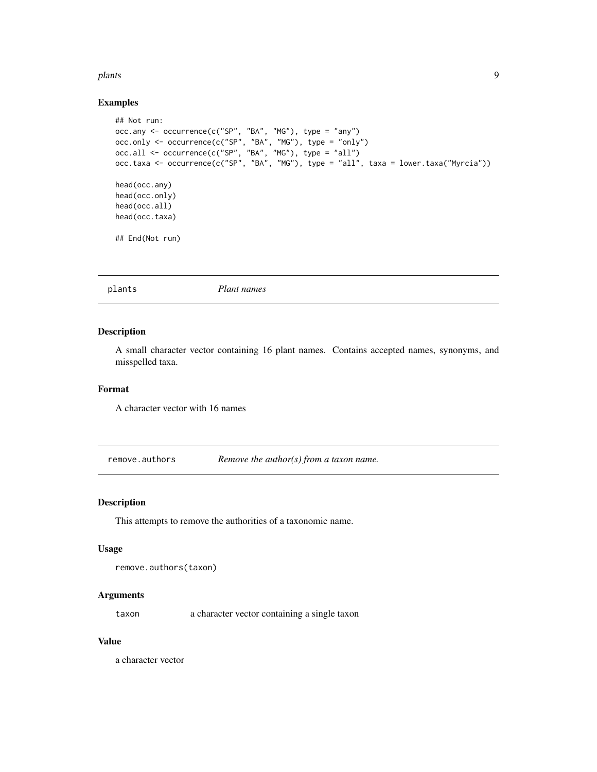### Examples

```
## Not run:
occ.any <- occurrence(c("SP", "BA", "MG"), type = "any")
occ.only <- occurrence(c("SP", "BA", "MG"), type = "only")
occ.all <- occurrence(c("SP", "BA", "MG"), type = "all")
occ.taxa <- occurrence(c("SP", "BA", "MG"), type = "all", taxa = lower.taxa("Myrcia"))

head(occ.any)
head(occ.only)
head(occ.all)
head(occ.taxa)

## End(Not run)
```

---

## plants — *Plant names*

### Description

A small character vector containing 16 plant names. Contains accepted names, synonyms, and misspelled taxa.

### Format

A character vector with 16 names

---

## remove.authors — *Remove the author(s) from a taxon name.*

### Description

This attempts to remove the authorities of a taxonomic name.

### Usage

```
remove.authors(taxon)
```

### Arguments

| | |
|---|---|
| taxon | a character vector containing a single taxon |

### Value

a character vector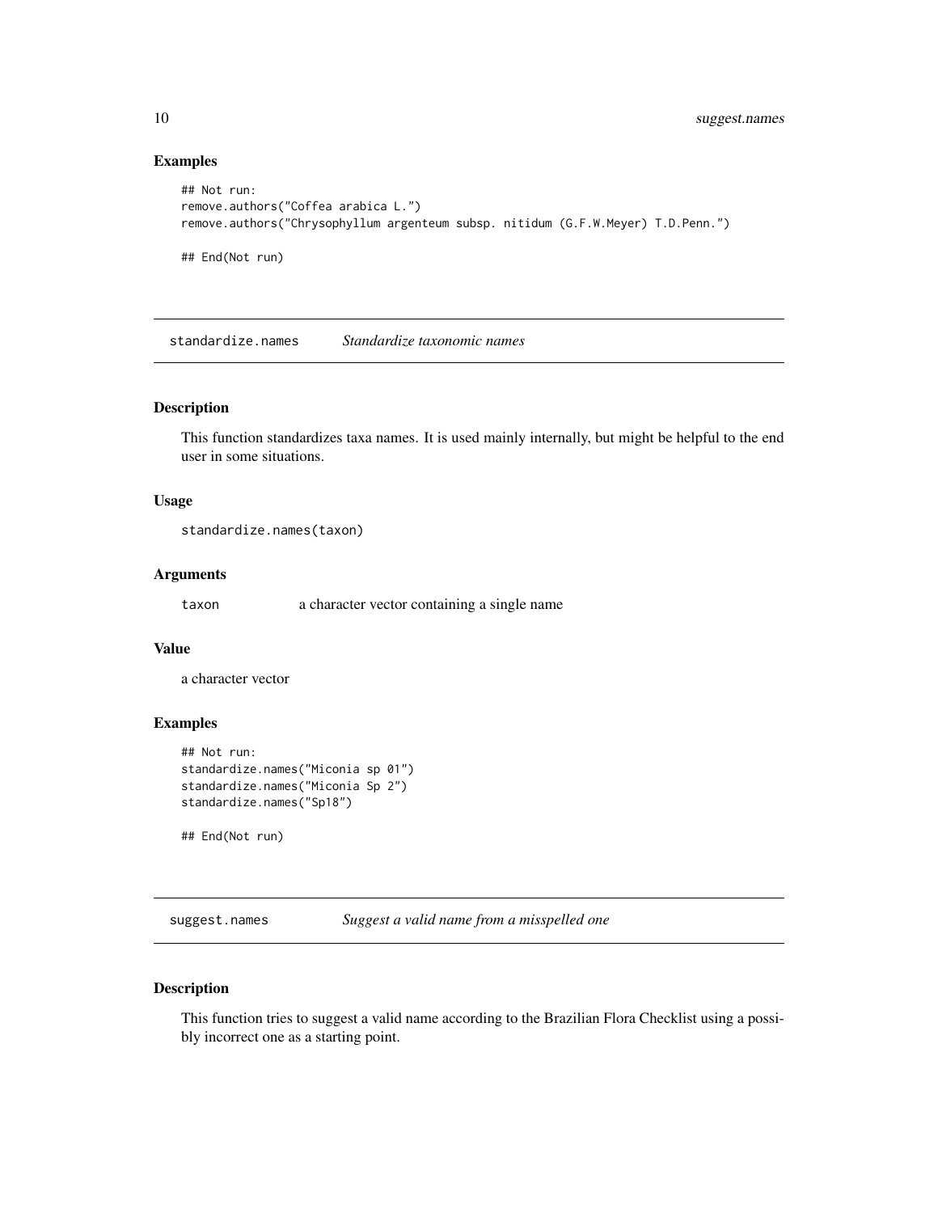### Examples

```
## Not run:
remove.authors("Coffea arabica L.")
remove.authors("Chrysophyllum argenteum subsp. nitidum (G.F.W.Meyer) T.D.Penn.")

## End(Not run)
```

## standardize.names *Standardize taxonomic names*

### Description

This function standardizes taxa names. It is used mainly internally, but might be helpful to the end user in some situations.

### Usage

```
standardize.names(taxon)
```

### Arguments

| | |
|---|---|
| taxon | a character vector containing a single name |

### Value

a character vector

### Examples

```
## Not run:
standardize.names("Miconia sp 01")
standardize.names("Miconia Sp 2")
standardize.names("Sp18")

## End(Not run)
```

## suggest.names *Suggest a valid name from a misspelled one*

### Description

This function tries to suggest a valid name according to the Brazilian Flora Checklist using a possibly incorrect one as a starting point.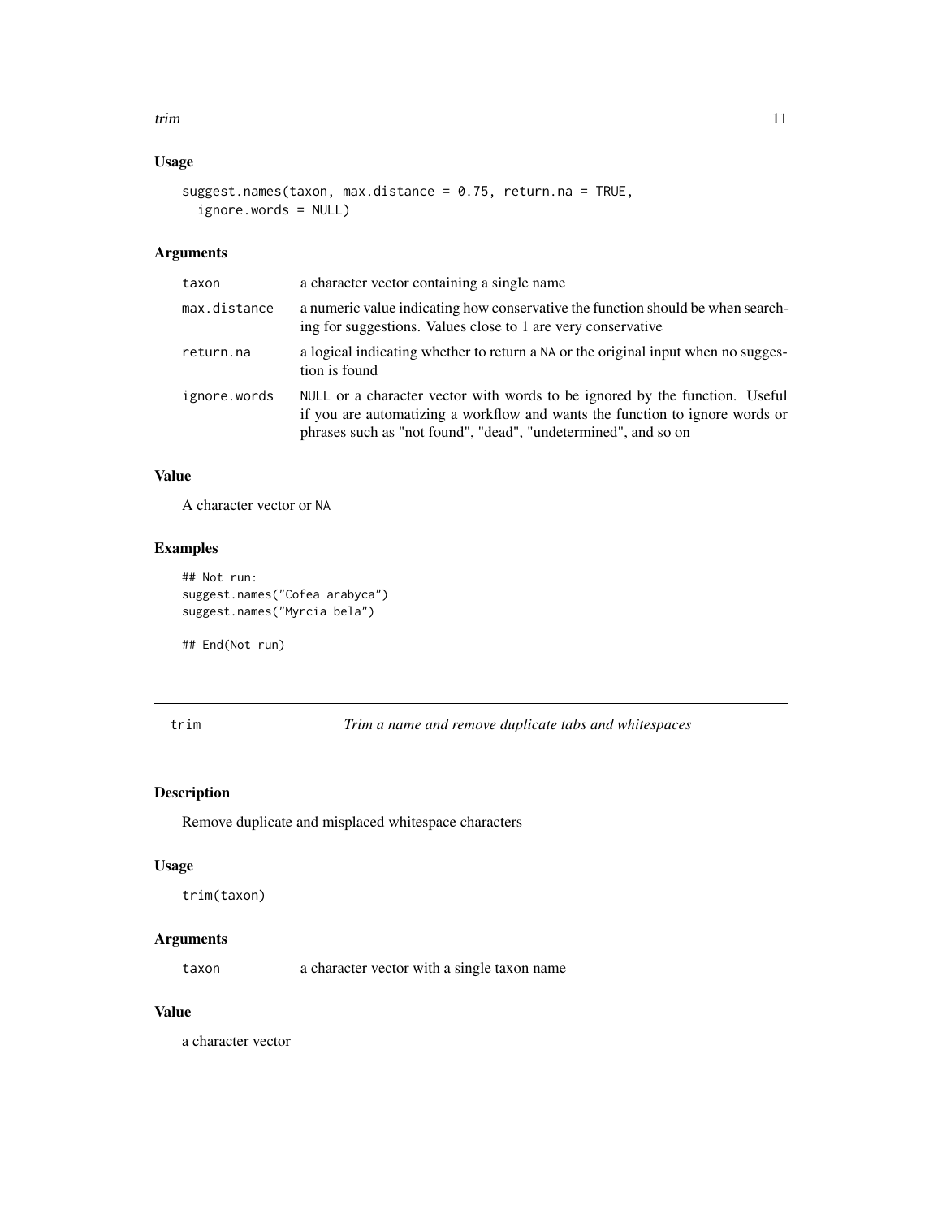## Usage

```
suggest.names(taxon, max.distance = 0.75, return.na = TRUE,
  ignore.words = NULL)
```

## Arguments

| | |
|---|---|
| taxon | a character vector containing a single name |
| max.distance | a numeric value indicating how conservative the function should be when searching for suggestions. Values close to 1 are very conservative |
| return.na | a logical indicating whether to return a NA or the original input when no suggestion is found |
| ignore.words | NULL or a character vector with words to be ignored by the function. Useful if you are automatizing a workflow and wants the function to ignore words or phrases such as "not found", "dead", "undetermined", and so on |

## Value

A character vector or NA

## Examples

```
## Not run:
suggest.names("Cofea arabyca")
suggest.names("Myrcia bela")

## End(Not run)
```

---

# trim — *Trim a name and remove duplicate tabs and whitespaces*

## Description

Remove duplicate and misplaced whitespace characters

## Usage

```
trim(taxon)
```

## Arguments

| | |
|---|---|
| taxon | a character vector with a single taxon name |

## Value

a character vector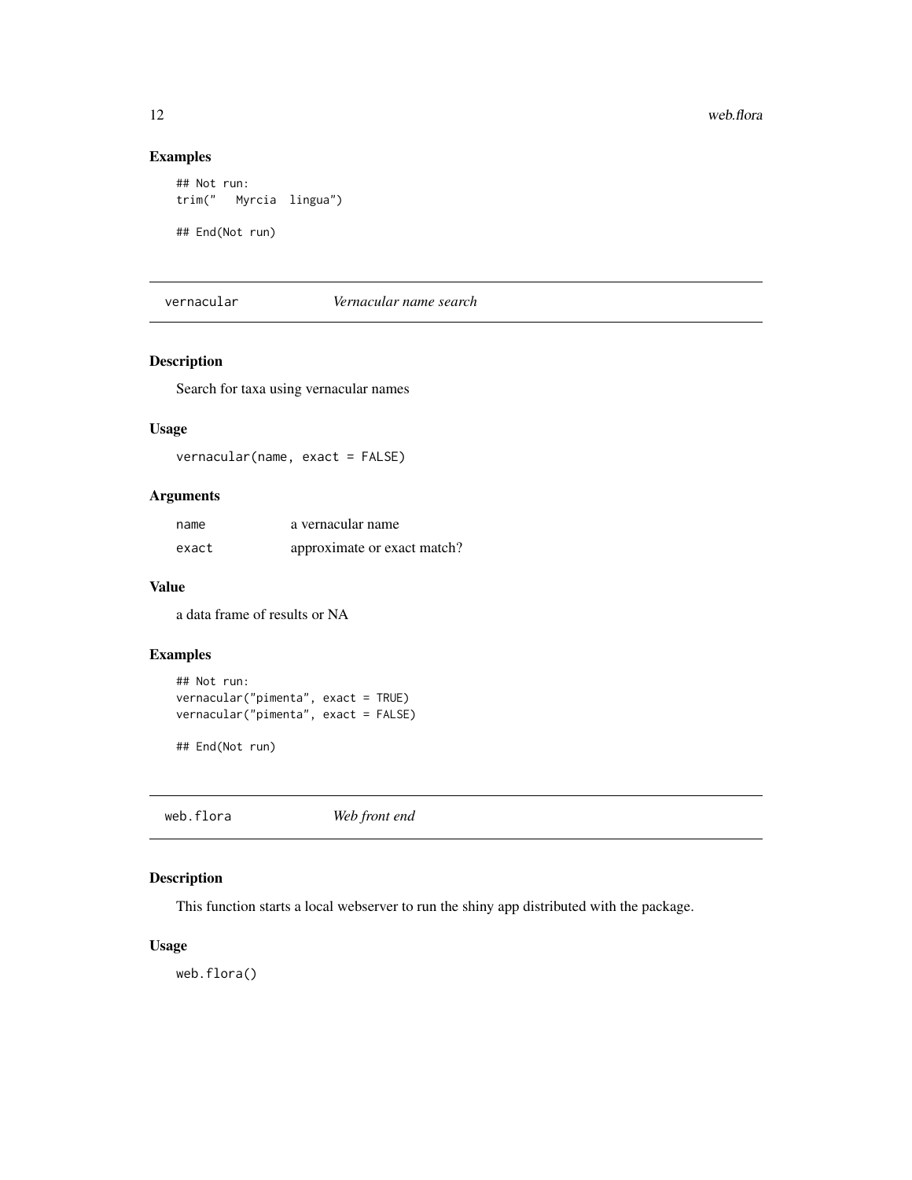## Examples

```
## Not run:
trim("   Myrcia  lingua")

## End(Not run)
```

---

## vernacular — *Vernacular name search*

### Description

Search for taxa using vernacular names

### Usage

```
vernacular(name, exact = FALSE)
```

### Arguments

| | |
|---|---|
| name | a vernacular name |
| exact | approximate or exact match? |

### Value

a data frame of results or NA

### Examples

```
## Not run:
vernacular("pimenta", exact = TRUE)
vernacular("pimenta", exact = FALSE)

## End(Not run)
```

---

## web.flora — *Web front end*

### Description

This function starts a local webserver to run the shiny app distributed with the package.

### Usage

```
web.flora()
```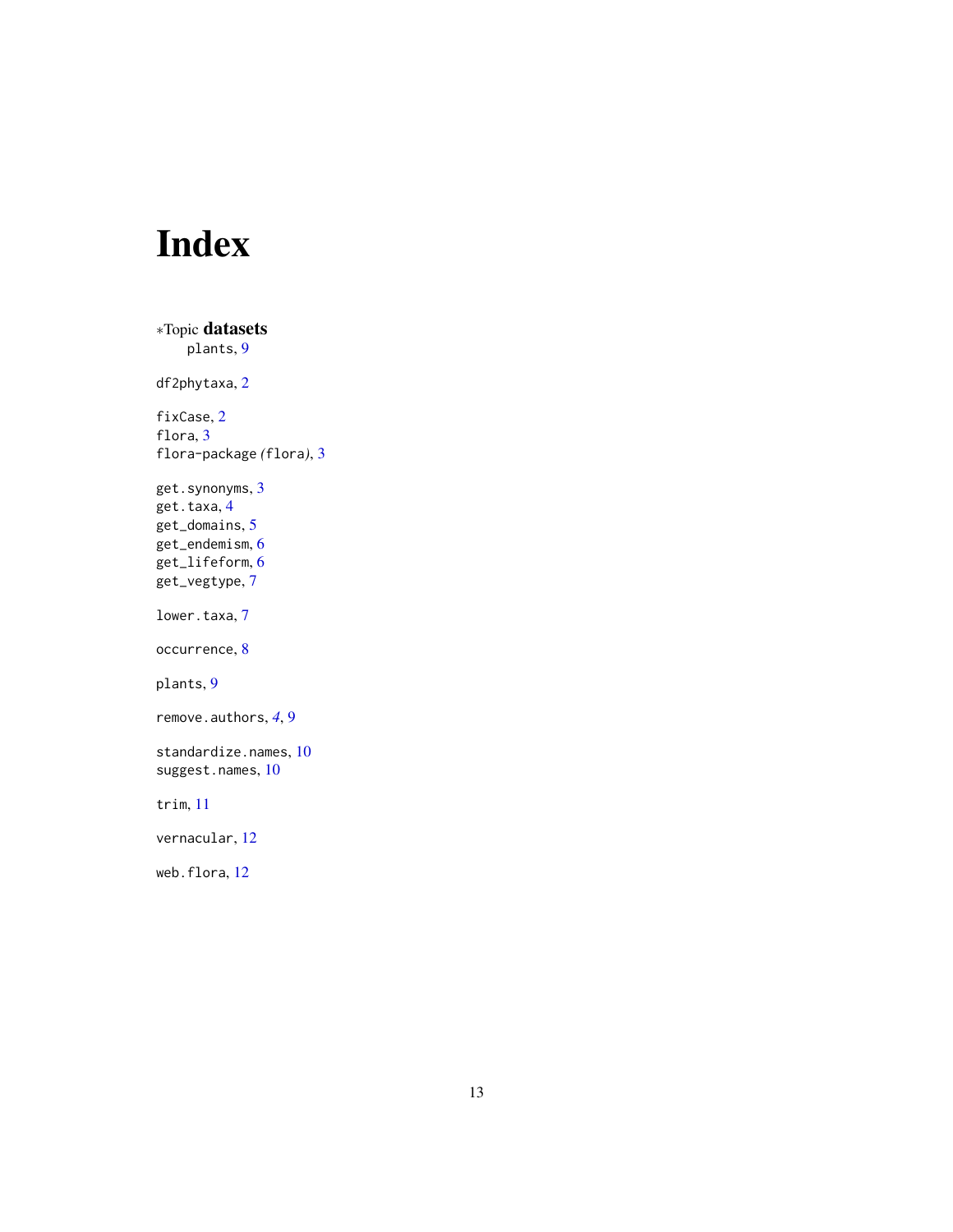# Index

*Topic **datasets**
  plants, 9

df2phytaxa, 2

fixCase, 2
flora, 3
flora-package *(*flora*)*, 3

get.synonyms, 3
get.taxa, 4
get_domains, 5
get_endemism, 6
get_lifeform, 6
get_vegtype, 7

lower.taxa, 7

occurrence, 8

plants, 9

remove.authors, *4*, 9

standardize.names, 10
suggest.names, 10

trim, 11

vernacular, 12

web.flora, 12